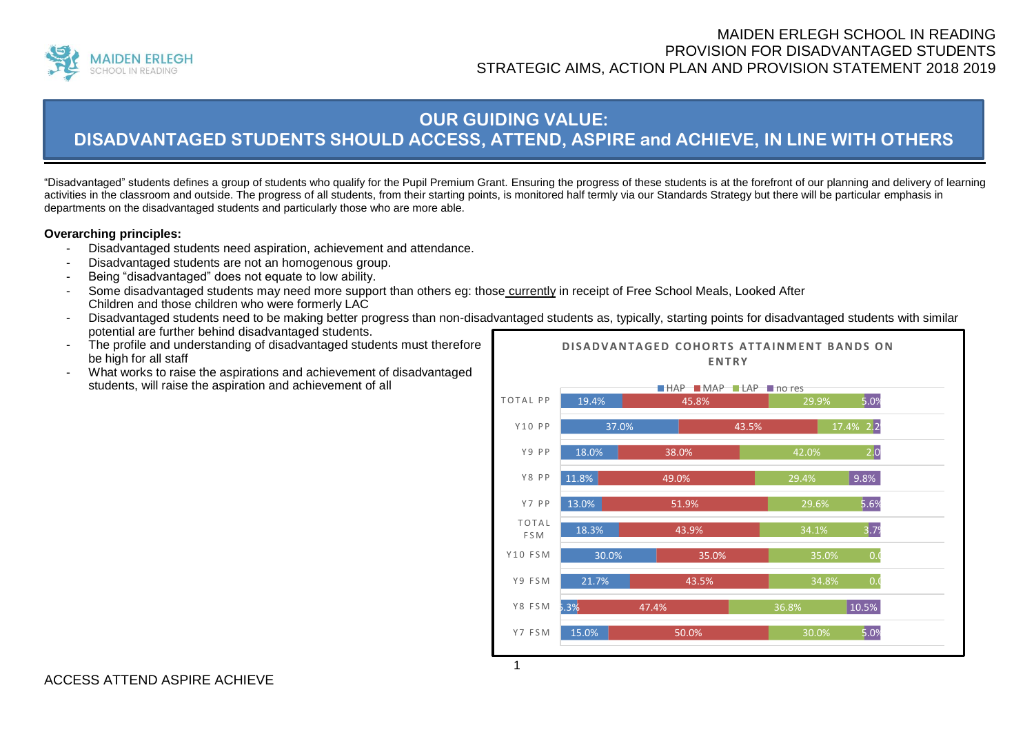# MAIDEN ERLEGH SCHOOL IN READING
## PROVISION FOR DISADVANTAGED STUDENTS
## STRATEGIC AIMS, ACTION PLAN AND PROVISION STATEMENT 2018 2019

## OUR GUIDING VALUE:
## DISADVANTAGED STUDENTS SHOULD ACCESS, ATTEND, ASPIRE and ACHIEVE, IN LINE WITH OTHERS

"Disadvantaged" students defines a group of students who qualify for the Pupil Premium Grant. Ensuring the progress of these students is at the forefront of our planning and delivery of learning activities in the classroom and outside. The progress of all students, from their starting points, is monitored half termly via our Standards Strategy but there will be particular emphasis in departments on the disadvantaged students and particularly those who are more able.

**Overarching principles:**

- Disadvantaged students need aspiration, achievement and attendance.
- Disadvantaged students are not an homogenous group.
- Being "disadvantaged" does not equate to low ability.
- Some disadvantaged students may need more support than others eg: those currently in receipt of Free School Meals, Looked After Children and those children who were formerly LAC
- Disadvantaged students need to be making better progress than non-disadvantaged students as, typically, starting points for disadvantaged students with similar potential are further behind disadvantaged students.
- The profile and understanding of disadvantaged students must therefore be high for all staff
- What works to raise the aspirations and achievement of disadvantaged students, will raise the aspiration and achievement of all

**DISADVANTAGED COHORTS ATTAINMENT BANDS ON ENTRY**

| Cohort | HAP | MAP | LAP | no res |
|---|---|---|---|---|
| TOTAL PP | 19.4% | 45.8% | 29.9% | 5.0% |
| Y10 PP | 37.0% | 43.5% | 17.4% | 2.2 |
| Y9 PP | 18.0% | 38.0% | 42.0% | 2.0 |
| Y8 PP | 11.8% | 49.0% | 29.4% | 9.8% |
| Y7 PP | 13.0% | 51.9% | 29.6% | 5.6% |
| TOTAL FSM | 18.3% | 43.9% | 34.1% | 3.7 |
| Y10 FSM | 30.0% | 35.0% | 35.0% | 0.0 |
| Y9 FSM | 21.7% | 43.5% | 34.8% | 0.0 |
| Y8 FSM | 5.3% | 47.4% | 36.8% | 10.5% |
| Y7 FSM | 15.0% | 50.0% | 30.0% | 5.0% |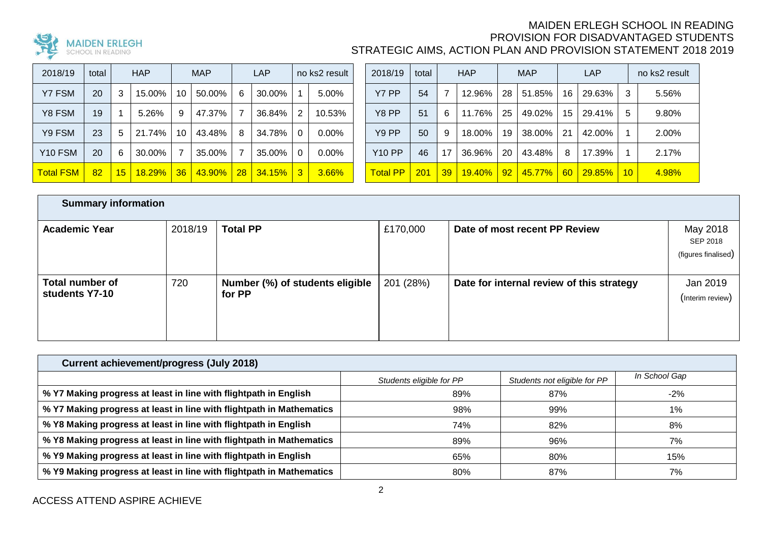# MAIDEN ERLEGH SCHOOL IN READING
## PROVISION FOR DISADVANTAGED STUDENTS
## STRATEGIC AIMS, ACTION PLAN AND PROVISION STATEMENT 2018 2019

| 2018/19 | total | HAP | | MAP | | LAP | | no ks2 result | |
|---|---|---|---|---|---|---|---|---|---|
| Y7 FSM | 20 | 3 | 15.00% | 10 | 50.00% | 6 | 30.00% | 1 | 5.00% |
| Y8 FSM | 19 | 1 | 5.26% | 9 | 47.37% | 7 | 36.84% | 2 | 10.53% |
| Y9 FSM | 23 | 5 | 21.74% | 10 | 43.48% | 8 | 34.78% | 0 | 0.00% |
| Y10 FSM | 20 | 6 | 30.00% | 7 | 35.00% | 7 | 35.00% | 0 | 0.00% |
| Total FSM | 82 | 15 | 18.29% | 36 | 43.90% | 28 | 34.15% | 3 | 3.66% |

| 2018/19 | total | HAP | | MAP | | LAP | | no ks2 result | |
|---|---|---|---|---|---|---|---|---|---|
| Y7 PP | 54 | 7 | 12.96% | 28 | 51.85% | 16 | 29.63% | 3 | 5.56% |
| Y8 PP | 51 | 6 | 11.76% | 25 | 49.02% | 15 | 29.41% | 5 | 9.80% |
| Y9 PP | 50 | 9 | 18.00% | 19 | 38.00% | 21 | 42.00% | 1 | 2.00% |
| Y10 PP | 46 | 17 | 36.96% | 20 | 43.48% | 8 | 17.39% | 1 | 2.17% |
| Total PP | 201 | 39 | 19.40% | 92 | 45.77% | 60 | 29.85% | 10 | 4.98% |

| Summary information | | | | | |
|---|---|---|---|---|---|
| **Academic Year** | 2018/19 | **Total PP** | £170,000 | **Date of most recent PP Review** | May 2018<br>SEP 2018<br>(figures finalised) |
| **Total number of students Y7-10** | 720 | **Number (%) of students eligible for PP** | 201 (28%) | **Date for internal review of this strategy** | Jan 2019<br>(Interim review) |

| Current achievement/progress (July 2018) | | | |
|---|---|---|---|
| | *Students eligible for PP* | *Students not eligible for PP* | *In School Gap* |
| **% Y7 Making progress at least in line with flightpath in English** | 89% | 87% | -2% |
| **% Y7 Making progress at least in line with flightpath in Mathematics** | 98% | 99% | 1% |
| **% Y8 Making progress at least in line with flightpath in English** | 74% | 82% | 8% |
| **% Y8 Making progress at least in line with flightpath in Mathematics** | 89% | 96% | 7% |
| **% Y9 Making progress at least in line with flightpath in English** | 65% | 80% | 15% |
| **% Y9 Making progress at least in line with flightpath in Mathematics** | 80% | 87% | 7% |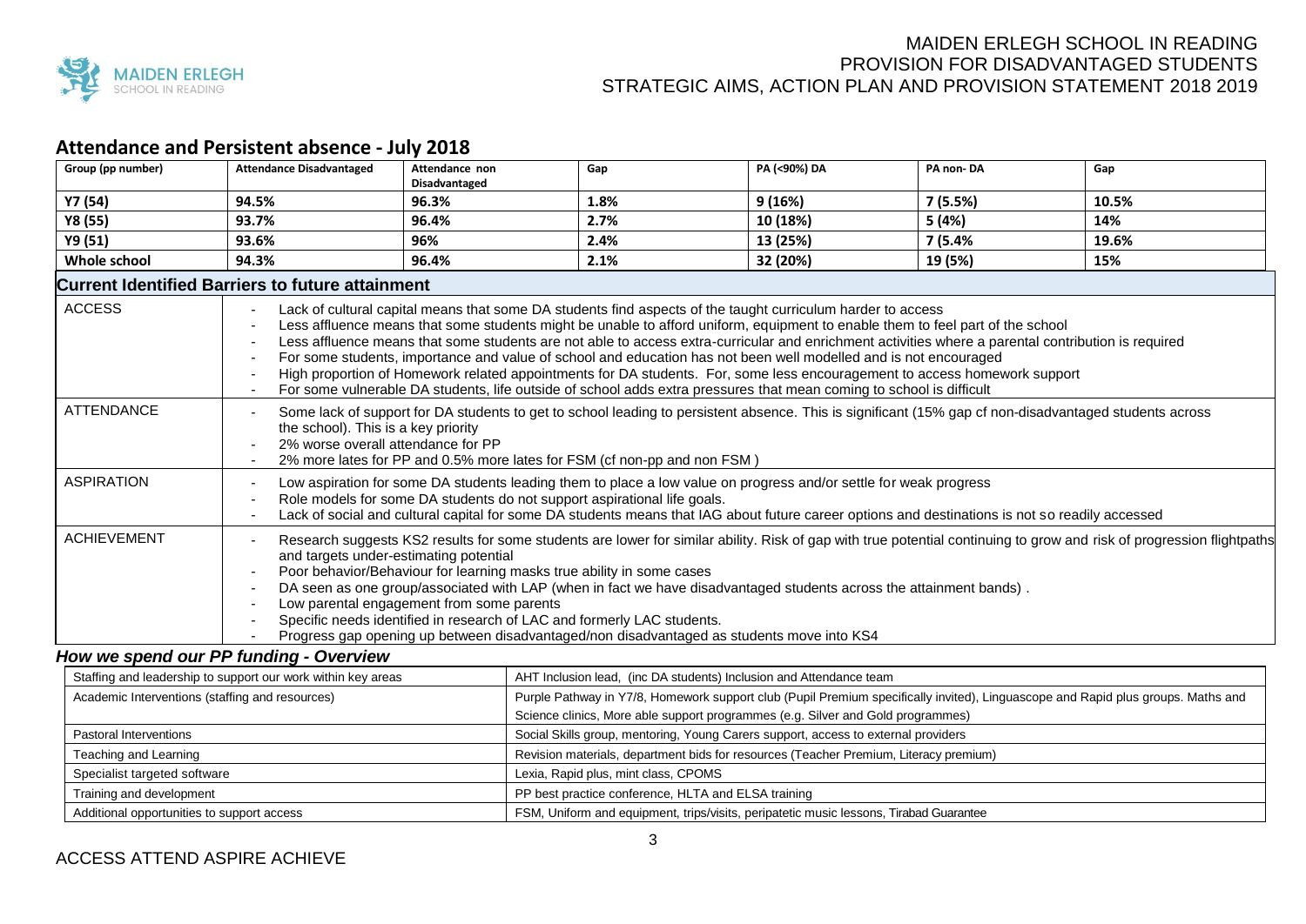# MAIDEN ERLEGH SCHOOL IN READING
## PROVISION FOR DISADVANTAGED STUDENTS
## STRATEGIC AIMS, ACTION PLAN AND PROVISION STATEMENT 2018 2019

## Attendance and Persistent absence - July 2018

| Group (pp number) | Attendance Disadvantaged | Attendance non Disadvantaged | Gap | PA (<90%) DA | PA non- DA | Gap |
|---|---|---|---|---|---|---|
| Y7 (54) | 94.5% | 96.3% | 1.8% | 9 (16%) | 7 (5.5%) | 10.5% |
| Y8 (55) | 93.7% | 96.4% | 2.7% | 10 (18%) | 5 (4%) | 14% |
| Y9 (51) | 93.6% | 96% | 2.4% | 13 (25%) | 7 (5.4% | 19.6% |
| Whole school | 94.3% | 96.4% | 2.1% | 32 (20%) | 19 (5%) | 15% |

## Current Identified Barriers to future attainment

| | |
|---|---|
| ACCESS | - Lack of cultural capital means that some DA students find aspects of the taught curriculum harder to access<br>- Less affluence means that some students might be unable to afford uniform, equipment to enable them to feel part of the school<br>- Less affluence means that some students are not able to access extra-curricular and enrichment activities where a parental contribution is required<br>- For some students, importance and value of school and education has not been well modelled and is not encouraged<br>- High proportion of Homework related appointments for DA students. For, some less encouragement to access homework support<br>- For some vulnerable DA students, life outside of school adds extra pressures that mean coming to school is difficult |
| ATTENDANCE | - Some lack of support for DA students to get to school leading to persistent absence. This is significant (15% gap cf non-disadvantaged students across the school). This is a key priority<br>- 2% worse overall attendance for PP<br>- 2% more lates for PP and 0.5% more lates for FSM (cf non-pp and non FSM ) |
| ASPIRATION | - Low aspiration for some DA students leading them to place a low value on progress and/or settle for weak progress<br>- Role models for some DA students do not support aspirational life goals.<br>- Lack of social and cultural capital for some DA students means that IAG about future career options and destinations is not so readily accessed |
| ACHIEVEMENT | - Research suggests KS2 results for some students are lower for similar ability. Risk of gap with true potential continuing to grow and risk of progression flightpaths and targets under-estimating potential<br>- Poor behavior/Behaviour for learning masks true ability in some cases<br>- DA seen as one group/associated with LAP (when in fact we have disadvantaged students across the attainment bands) .<br>- Low parental engagement from some parents<br>- Specific needs identified in research of LAC and formerly LAC students.<br>- Progress gap opening up between disadvantaged/non disadvantaged as students move into KS4 |

### *How we spend our PP funding - Overview*

| | |
|---|---|
| Staffing and leadership to support our work within key areas | AHT Inclusion lead, (inc DA students) Inclusion and Attendance team |
| Academic Interventions (staffing and resources) | Purple Pathway in Y7/8, Homework support club (Pupil Premium specifically invited), Linguascope and Rapid plus groups. Maths and Science clinics, More able support programmes (e.g. Silver and Gold programmes) |
| Pastoral Interventions | Social Skills group, mentoring, Young Carers support, access to external providers |
| Teaching and Learning | Revision materials, department bids for resources (Teacher Premium, Literacy premium) |
| Specialist targeted software | Lexia, Rapid plus, mint class, CPOMS |
| Training and development | PP best practice conference, HLTA and ELSA training |
| Additional opportunities to support access | FSM, Uniform and equipment, trips/visits, peripatetic music lessons, Tirabad Guarantee |

ACCESS ATTEND ASPIRE ACHIEVE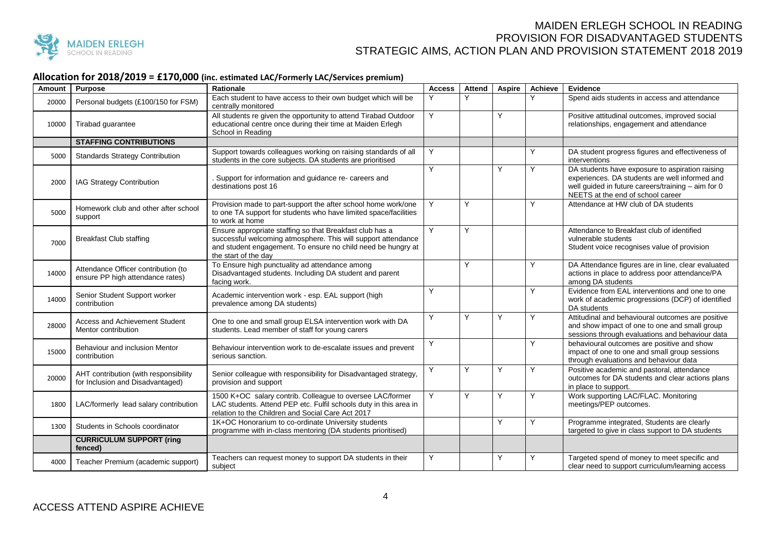# MAIDEN ERLEGH SCHOOL IN READING
# PROVISION FOR DISADVANTAGED STUDENTS
# STRATEGIC AIMS, ACTION PLAN AND PROVISION STATEMENT 2018 2019

## Allocation for 2018/2019 = £170,000 (inc. estimated LAC/Formerly LAC/Services premium)

| Amount | Purpose | Rationale | Access | Attend | Aspire | Achieve | Evidence |
|---|---|---|---|---|---|---|---|
| 20000 | Personal budgets (£100/150 for FSM) | Each student to have access to their own budget which will be centrally monitored | Y | Y | | Y | Spend aids students in access and attendance |
| 10000 | Tirabad guarantee | All students re given the opportunity to attend Tirabad Outdoor educational centre once during their time at Maiden Erlegh School in Reading | Y | | Y | | Positive attitudinal outcomes, improved social relationships, engagement and attendance |
| | **STAFFING CONTRIBUTIONS** | | | | | | |
| 5000 | Standards Strategy Contribution | Support towards colleagues working on raising standards of all students in the core subjects. DA students are prioritised | Y | | | Y | DA student progress figures and effectiveness of interventions |
| 2000 | IAG Strategy Contribution | . Support for information and guidance re- careers and destinations post 16 | Y | | Y | Y | DA students have exposure to aspiration raising experiences. DA students are well informed and well guided in future careers/training – aim for 0 NEETS at the end of school career |
| 5000 | Homework club and other after school support | Provision made to part-support the after school home work/one to one TA support for students who have limited space/facilities to work at home | Y | Y | | Y | Attendance at HW club of DA students |
| 7000 | Breakfast Club staffing | Ensure appropriate staffing so that Breakfast club has a successful welcoming atmosphere. This will support attendance and student engagement. To ensure no child need be hungry at the start of the day | Y | Y | | | Attendance to Breakfast club of identified vulnerable students<br>Student voice recognises value of provision |
| 14000 | Attendance Officer contribution (to ensure PP high attendance rates) | To Ensure high punctuality ad attendance among Disadvantaged students. Including DA student and parent facing work. | | Y | | Y | DA Attendance figures are in line, clear evaluated actions in place to address poor attendance/PA among DA students |
| 14000 | Senior Student Support worker contribution | Academic intervention work - esp. EAL support (high prevalence among DA students) | Y | | | Y | Evidence from EAL interventions and one to one work of academic progressions (DCP) of identified DA students |
| 28000 | Access and Achievement Student Mentor contribution | One to one and small group ELSA intervention work with DA students. Lead member of staff for young carers | Y | Y | Y | Y | Attitudinal and behavioural outcomes are positive and show impact of one to one and small group sessions through evaluations and behaviour data |
| 15000 | Behaviour and inclusion Mentor contribution | Behaviour intervention work to de-escalate issues and prevent serious sanction. | Y | | | Y | behavioural outcomes are positive and show impact of one to one and small group sessions through evaluations and behaviour data |
| 20000 | AHT contribution (with responsibility for Inclusion and Disadvantaged) | Senior colleague with responsibility for Disadvantaged strategy, provision and support | Y | Y | Y | Y | Positive academic and pastoral, attendance outcomes for DA students and clear actions plans in place to support. |
| 1800 | LAC/formerly lead salary contribution | 1500 K+OC salary contrib. Colleague to oversee LAC/former LAC students. Attend PEP etc. Fulfil schools duty in this area in relation to the Children and Social Care Act 2017 | Y | Y | Y | Y | Work supporting LAC/FLAC. Monitoring meetings/PEP outcomes. |
| 1300 | Students in Schools coordinator | 1K+OC Honorarium to co-ordinate University students programme with in-class mentoring (DA students prioritised) | | | Y | Y | Programme integrated, Students are clearly targeted to give in class support to DA students |
| | **CURRICULUM SUPPORT (ring fenced)** | | | | | | |
| 4000 | Teacher Premium (academic support) | Teachers can request money to support DA students in their subject | Y | | Y | Y | Targeted spend of money to meet specific and clear need to support curriculum/learning access |

ACCESS ATTEND ASPIRE ACHIEVE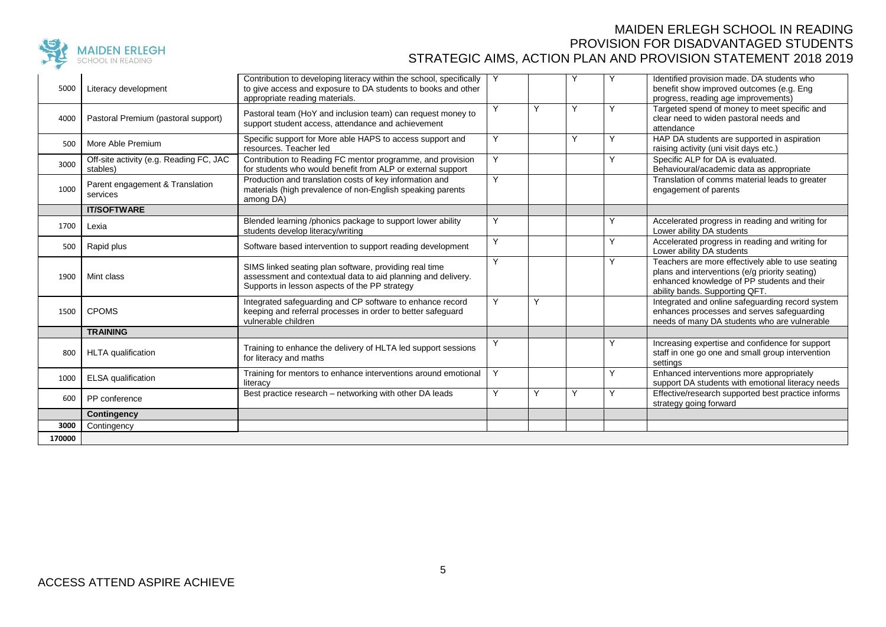| | | | | | | | |
|---|---|---|---|---|---|---|---|
| 5000 | Literacy development | Contribution to developing literacy within the school, specifically to give access and exposure to DA students to books and other appropriate reading materials. | Y | | Y | Y | Identified provision made. DA students who benefit show improved outcomes (e.g. Eng progress, reading age improvements) |
| 4000 | Pastoral Premium (pastoral support) | Pastoral team (HoY and inclusion team) can request money to support student access, attendance and achievement | Y | Y | Y | Y | Targeted spend of money to meet specific and clear need to widen pastoral needs and attendance |
| 500 | More Able Premium | Specific support for More able HAPS to access support and resources. Teacher led | Y | | Y | Y | HAP DA students are supported in aspiration raising activity (uni visit days etc.) |
| 3000 | Off-site activity (e.g. Reading FC, JAC stables) | Contribution to Reading FC mentor programme, and provision for students who would benefit from ALP or external support | Y | | | Y | Specific ALP for DA is evaluated. Behavioural/academic data as appropriate |
| 1000 | Parent engagement & Translation services | Production and translation costs of key information and materials (high prevalence of non-English speaking parents among DA) | Y | | | | Translation of comms material leads to greater engagement of parents |
| | **IT/SOFTWARE** | | | | | | |
| 1700 | Lexia | Blended learning /phonics package to support lower ability students develop literacy/writing | Y | | | Y | Accelerated progress in reading and writing for Lower ability DA students |
| 500 | Rapid plus | Software based intervention to support reading development | Y | | | Y | Accelerated progress in reading and writing for Lower ability DA students |
| 1900 | Mint class | SIMS linked seating plan software, providing real time assessment and contextual data to aid planning and delivery. Supports in lesson aspects of the PP strategy | Y | | | Y | Teachers are more effectively able to use seating plans and interventions (e/g priority seating) enhanced knowledge of PP students and their ability bands. Supporting QFT. |
| 1500 | CPOMS | Integrated safeguarding and CP software to enhance record keeping and referral processes in order to better safeguard vulnerable children | Y | Y | | | Integrated and online safeguarding record system enhances processes and serves safeguarding needs of many DA students who are vulnerable |
| | **TRAINING** | | | | | | |
| 800 | HLTA qualification | Training to enhance the delivery of HLTA led support sessions for literacy and maths | Y | | | Y | Increasing expertise and confidence for support staff in one go one and small group intervention settings |
| 1000 | ELSA qualification | Training for mentors to enhance interventions around emotional literacy | Y | | | Y | Enhanced interventions more appropriately support DA students with emotional literacy needs |
| 600 | PP conference | Best practice research – networking with other DA leads | Y | Y | Y | Y | Effective/research supported best practice informs strategy going forward |
| | **Contingency** | | | | | | |
| **3000** | Contingency | | | | | | |
| **170000** | | | | | | | |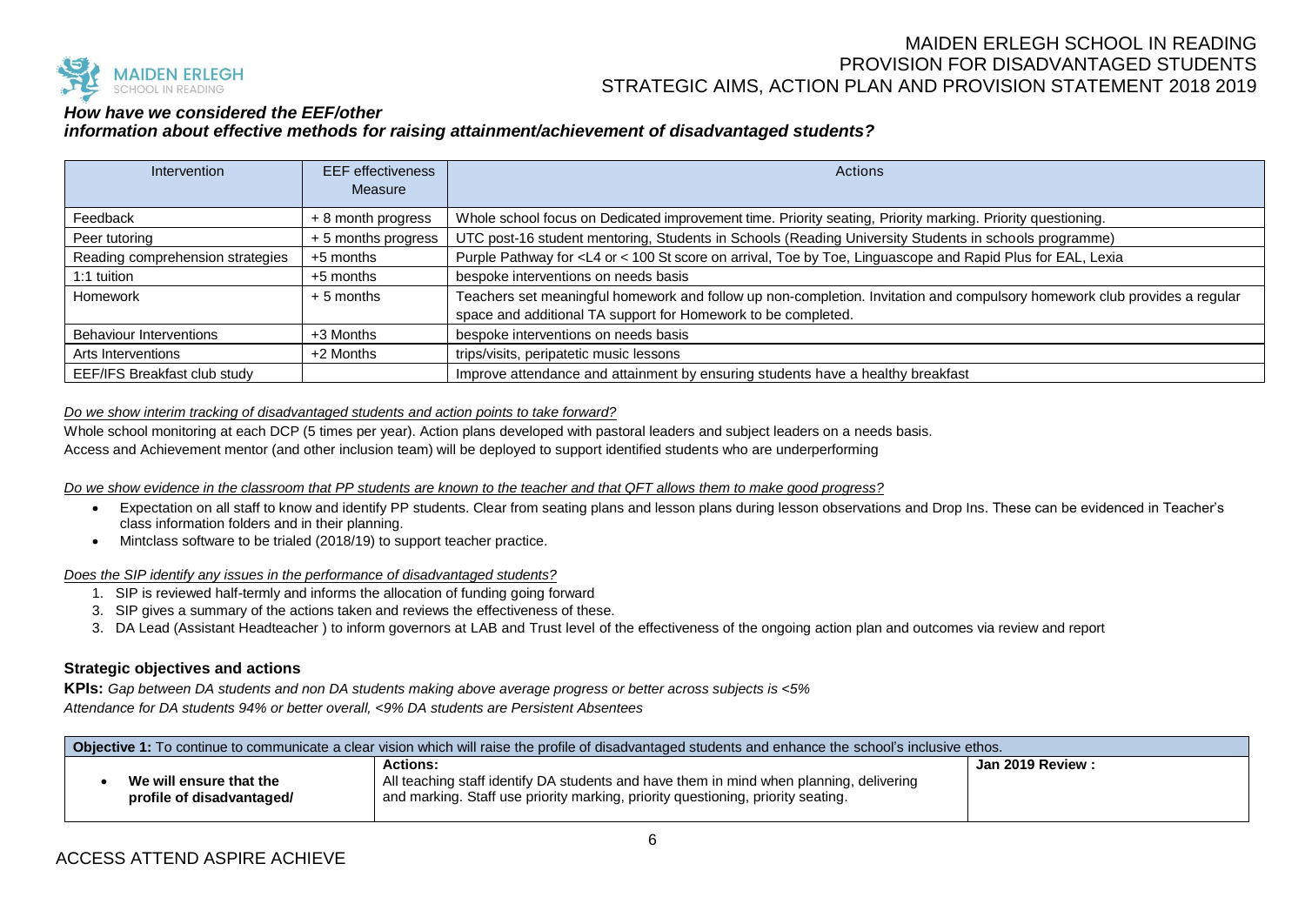### *How have we considered the EEF/other information about effective methods for raising attainment/achievement of disadvantaged students?*

| Intervention | EEF effectiveness Measure | Actions |
|---|---|---|
| Feedback | + 8 month progress | Whole school focus on Dedicated improvement time. Priority seating, Priority marking. Priority questioning. |
| Peer tutoring | + 5 months progress | UTC post-16 student mentoring, Students in Schools (Reading University Students in schools programme) |
| Reading comprehension strategies | +5 months | Purple Pathway for <L4 or < 100 St score on arrival, Toe by Toe, Linguascope and Rapid Plus for EAL, Lexia |
| 1:1 tuition | +5 months | bespoke interventions on needs basis |
| Homework | + 5 months | Teachers set meaningful homework and follow up non-completion. Invitation and compulsory homework club provides a regular space and additional TA support for Homework to be completed. |
| Behaviour Interventions | +3 Months | bespoke interventions on needs basis |
| Arts Interventions | +2 Months | trips/visits, peripatetic music lessons |
| EEF/IFS Breakfast club study | | Improve attendance and attainment by ensuring students have a healthy breakfast |

*Do we show interim tracking of disadvantaged students and action points to take forward?*

Whole school monitoring at each DCP (5 times per year). Action plans developed with pastoral leaders and subject leaders on a needs basis.
Access and Achievement mentor (and other inclusion team) will be deployed to support identified students who are underperforming

*Do we show evidence in the classroom that PP students are known to the teacher and that QFT allows them to make good progress?*

- Expectation on all staff to know and identify PP students. Clear from seating plans and lesson plans during lesson observations and Drop Ins. These can be evidenced in Teacher's class information folders and in their planning.
- Mintclass software to be trialed (2018/19) to support teacher practice.

*Does the SIP identify any issues in the performance of disadvantaged students?*

1. SIP is reviewed half-termly and informs the allocation of funding going forward
3. SIP gives a summary of the actions taken and reviews the effectiveness of these.
3. DA Lead (Assistant Headteacher ) to inform governors at LAB and Trust level of the effectiveness of the ongoing action plan and outcomes via review and report

### Strategic objectives and actions

**KPIs:** *Gap between DA students and non DA students making above average progress or better across subjects is <5%*
*Attendance for DA students 94% or better overall, <9% DA students are Persistent Absentees*

| **Objective 1:** To continue to communicate a clear vision which will raise the profile of disadvantaged students and enhance the school's inclusive ethos. | | |
|---|---|---|
| • **We will ensure that the profile of disadvantaged/** | **Actions:** All teaching staff identify DA students and have them in mind when planning, delivering and marking. Staff use priority marking, priority questioning, priority seating. | **Jan 2019 Review :** |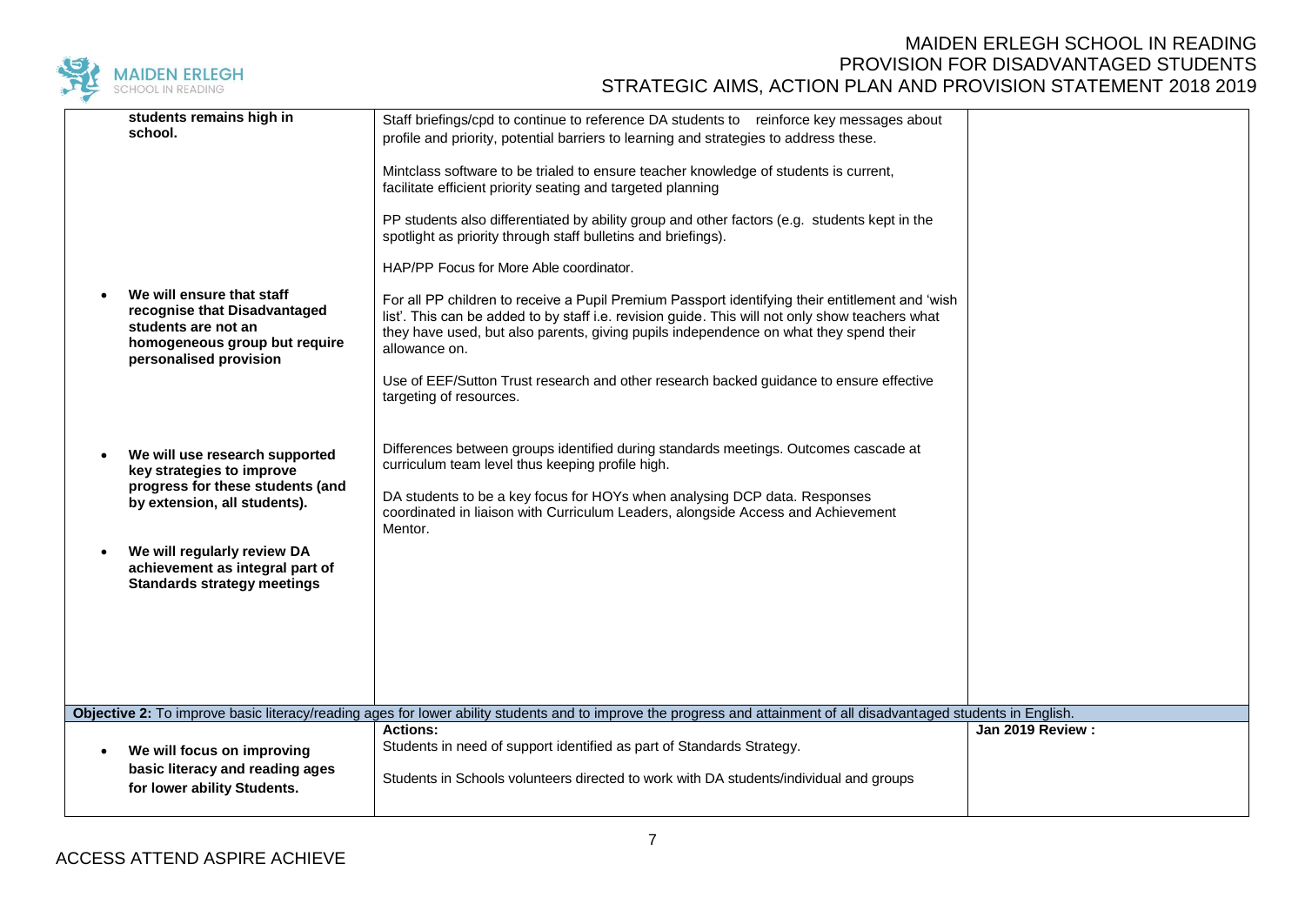| | | |
|---|---|---|
| **students remains high in school.**<br><br>• **We will ensure that staff recognise that Disadvantaged students are not an homogeneous group but require personalised provision**<br><br>• **We will use research supported key strategies to improve progress for these students (and by extension, all students).**<br><br>• **We will regularly review DA achievement as integral part of Standards strategy meetings** | Staff briefings/cpd to continue to reference DA students to reinforce key messages about profile and priority, potential barriers to learning and strategies to address these.<br><br>Mintclass software to be trialed to ensure teacher knowledge of students is current, facilitate efficient priority seating and targeted planning<br><br>PP students also differentiated by ability group and other factors (e.g. students kept in the spotlight as priority through staff bulletins and briefings).<br><br>HAP/PP Focus for More Able coordinator.<br><br>For all PP children to receive a Pupil Premium Passport identifying their entitlement and 'wish list'. This can be added to by staff i.e. revision guide. This will not only show teachers what they have used, but also parents, giving pupils independence on what they spend their allowance on.<br><br>Use of EEF/Sutton Trust research and other research backed guidance to ensure effective targeting of resources.<br><br>Differences between groups identified during standards meetings. Outcomes cascade at curriculum team level thus keeping profile high.<br><br>DA students to be a key focus for HOYs when analysing DCP data. Responses coordinated in liaison with Curriculum Leaders, alongside Access and Achievement Mentor. | |
| **Objective 2:** To improve basic literacy/reading ages for lower ability students and to improve the progress and attainment of all disadvantaged students in English. | | |
| • **We will focus on improving basic literacy and reading ages for lower ability Students.** | **Actions:**<br>Students in need of support identified as part of Standards Strategy.<br><br>Students in Schools volunteers directed to work with DA students/individual and groups | **Jan 2019 Review :** |

ACCESS ATTEND ASPIRE ACHIEVE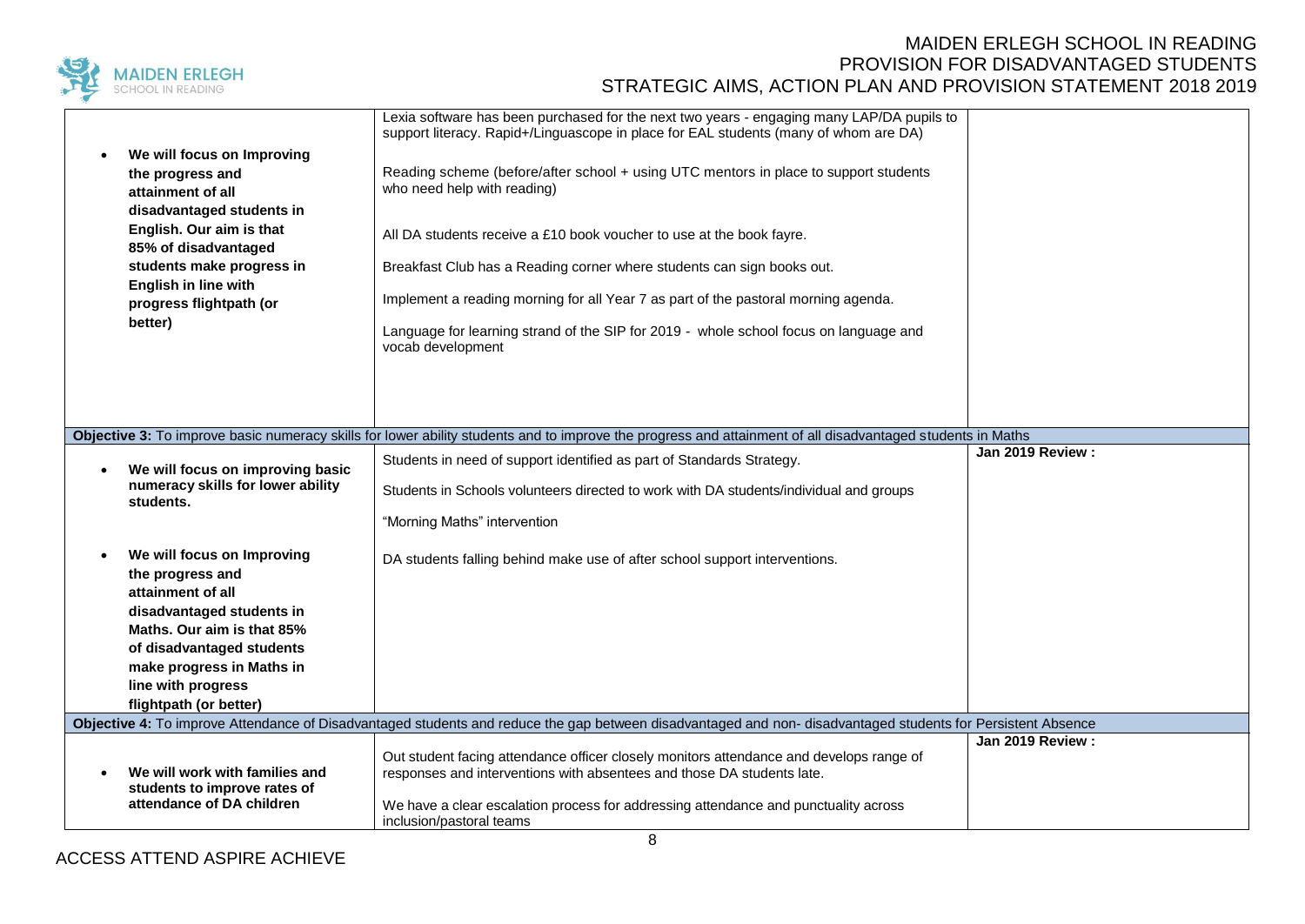| | | |
|---|---|---|
| • **We will focus on Improving the progress and attainment of all disadvantaged students in English. Our aim is that 85% of disadvantaged students make progress in English in line with progress flightpath (or better)** | Lexia software has been purchased for the next two years - engaging many LAP/DA pupils to support literacy. Rapid+/Linguascope in place for EAL students (many of whom are DA)<br><br>Reading scheme (before/after school + using UTC mentors in place to support students who need help with reading)<br><br>All DA students receive a £10 book voucher to use at the book fayre.<br><br>Breakfast Club has a Reading corner where students can sign books out.<br><br>Implement a reading morning for all Year 7 as part of the pastoral morning agenda.<br><br>Language for learning strand of the SIP for 2019 - whole school focus on language and vocab development | |
| **Objective 3:** To improve basic numeracy skills for lower ability students and to improve the progress and attainment of all disadvantaged students in Maths | | |
| • **We will focus on improving basic numeracy skills for lower ability students.**<br><br>• **We will focus on Improving the progress and attainment of all disadvantaged students in Maths. Our aim is that 85% of disadvantaged students make progress in Maths in line with progress flightpath (or better)** | Students in need of support identified as part of Standards Strategy.<br><br>Students in Schools volunteers directed to work with DA students/individual and groups<br><br>"Morning Maths" intervention<br><br>DA students falling behind make use of after school support interventions. | **Jan 2019 Review :** |
| **Objective 4:** To improve Attendance of Disadvantaged students and reduce the gap between disadvantaged and non- disadvantaged students for Persistent Absence | | |
| • **We will work with families and students to improve rates of attendance of DA children** | Out student facing attendance officer closely monitors attendance and develops range of responses and interventions with absentees and those DA students late.<br><br>We have a clear escalation process for addressing attendance and punctuality across inclusion/pastoral teams | **Jan 2019 Review :** |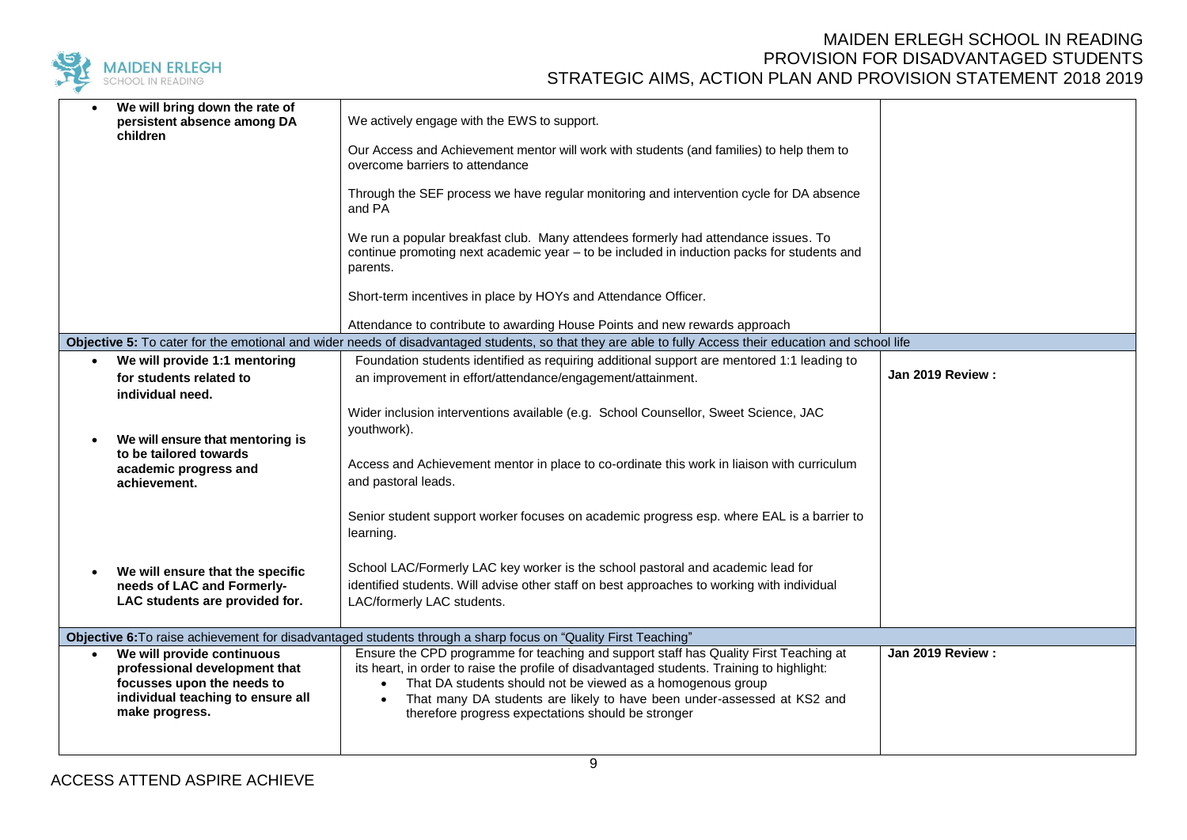| | | |
|---|---|---|
| • **We will bring down the rate of persistent absence among DA children** | We actively engage with the EWS to support.<br><br>Our Access and Achievement mentor will work with students (and families) to help them to overcome barriers to attendance<br><br>Through the SEF process we have regular monitoring and intervention cycle for DA absence and PA<br><br>We run a popular breakfast club. Many attendees formerly had attendance issues. To continue promoting next academic year – to be included in induction packs for students and parents.<br><br>Short-term incentives in place by HOYs and Attendance Officer.<br><br>Attendance to contribute to awarding House Points and new rewards approach | |
| **Objective 5:** To cater for the emotional and wider needs of disadvantaged students, so that they are able to fully Access their education and school life | | |
| • **We will provide 1:1 mentoring for students related to individual need.**<br><br>• **We will ensure that mentoring is to be tailored towards academic progress and achievement.**<br><br>• **We will ensure that the specific needs of LAC and Formerly-LAC students are provided for.** | Foundation students identified as requiring additional support are mentored 1:1 leading to an improvement in effort/attendance/engagement/attainment.<br><br>Wider inclusion interventions available (e.g. School Counsellor, Sweet Science, JAC youthwork).<br><br>Access and Achievement mentor in place to co-ordinate this work in liaison with curriculum and pastoral leads.<br><br>Senior student support worker focuses on academic progress esp. where EAL is a barrier to learning.<br><br>School LAC/Formerly LAC key worker is the school pastoral and academic lead for identified students. Will advise other staff on best approaches to working with individual LAC/formerly LAC students. | **Jan 2019 Review :** |
| **Objective 6:** To raise achievement for disadvantaged students through a sharp focus on "Quality First Teaching" | | |
| • **We will provide continuous professional development that focusses upon the needs to individual teaching to ensure all make progress.** | Ensure the CPD programme for teaching and support staff has Quality First Teaching at its heart, in order to raise the profile of disadvantaged students. Training to highlight:<br>• That DA students should not be viewed as a homogenous group<br>• That many DA students are likely to have been under-assessed at KS2 and therefore progress expectations should be stronger | **Jan 2019 Review :** |

ACCESS ATTEND ASPIRE ACHIEVE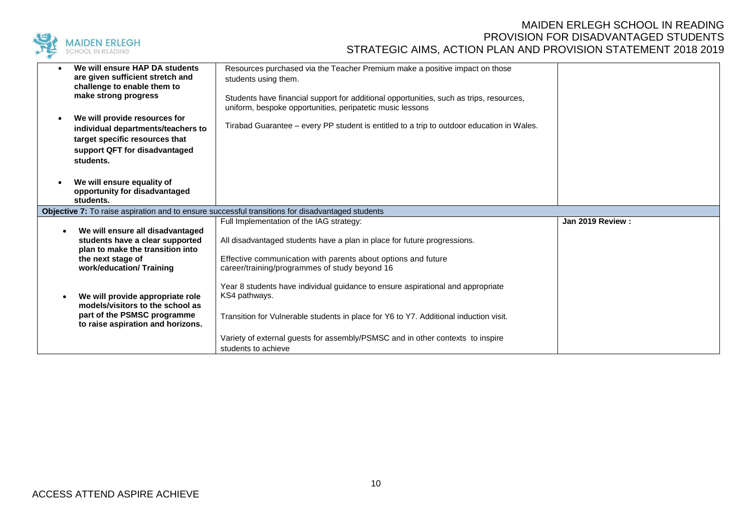| | | |
|---|---|---|
| • **We will ensure HAP DA students are given sufficient stretch and challenge to enable them to make strong progress**<br><br>• **We will provide resources for individual departments/teachers to target specific resources that support QFT for disadvantaged students.**<br><br>• **We will ensure equality of opportunity for disadvantaged students.** | Resources purchased via the Teacher Premium make a positive impact on those students using them.<br><br>Students have financial support for additional opportunities, such as trips, resources, uniform, bespoke opportunities, peripatetic music lessons<br><br>Tirabad Guarantee – every PP student is entitled to a trip to outdoor education in Wales. | |
| **Objective 7:** To raise aspiration and to ensure successful transitions for disadvantaged students | | |
| • **We will ensure all disadvantaged students have a clear supported plan to make the transition into the next stage of work/education/ Training**<br><br>• **We will provide appropriate role models/visitors to the school as part of the PSMSC programme to raise aspiration and horizons.** | Full Implementation of the IAG strategy:<br><br>All disadvantaged students have a plan in place for future progressions.<br><br>Effective communication with parents about options and future career/training/programmes of study beyond 16<br><br>Year 8 students have individual guidance to ensure aspirational and appropriate KS4 pathways.<br><br>Transition for Vulnerable students in place for Y6 to Y7. Additional induction visit.<br><br>Variety of external guests for assembly/PSMSC and in other contexts to inspire students to achieve | **Jan 2019 Review :** |

ACCESS ATTEND ASPIRE ACHIEVE